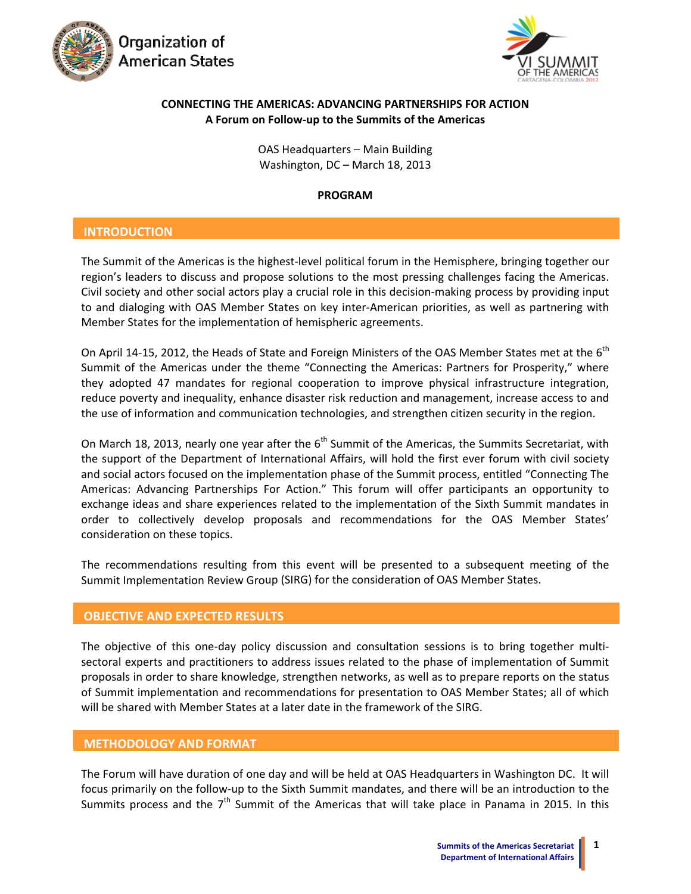**CONNECTING THE AMERICAS: ADVANCING PARTNERSHIPS FOR ACTION**
**A Forum on Follow-up to the Summits of the Americas**

OAS Headquarters – Main Building
Washington, DC – March 18, 2013

**PROGRAM**

## INTRODUCTION

The Summit of the Americas is the highest-level political forum in the Hemisphere, bringing together our region's leaders to discuss and propose solutions to the most pressing challenges facing the Americas. Civil society and other social actors play a crucial role in this decision-making process by providing input to and dialoging with OAS Member States on key inter-American priorities, as well as partnering with Member States for the implementation of hemispheric agreements.

On April 14-15, 2012, the Heads of State and Foreign Ministers of the OAS Member States met at the 6th Summit of the Americas under the theme "Connecting the Americas: Partners for Prosperity," where they adopted 47 mandates for regional cooperation to improve physical infrastructure integration, reduce poverty and inequality, enhance disaster risk reduction and management, increase access to and the use of information and communication technologies, and strengthen citizen security in the region.

On March 18, 2013, nearly one year after the 6th Summit of the Americas, the Summits Secretariat, with the support of the Department of International Affairs, will hold the first ever forum with civil society and social actors focused on the implementation phase of the Summit process, entitled "Connecting The Americas: Advancing Partnerships For Action." This forum will offer participants an opportunity to exchange ideas and share experiences related to the implementation of the Sixth Summit mandates in order to collectively develop proposals and recommendations for the OAS Member States' consideration on these topics.

The recommendations resulting from this event will be presented to a subsequent meeting of the Summit Implementation Review Group (SIRG) for the consideration of OAS Member States.

## OBJECTIVE AND EXPECTED RESULTS

The objective of this one-day policy discussion and consultation sessions is to bring together multi-sectoral experts and practitioners to address issues related to the phase of implementation of Summit proposals in order to share knowledge, strengthen networks, as well as to prepare reports on the status of Summit implementation and recommendations for presentation to OAS Member States; all of which will be shared with Member States at a later date in the framework of the SIRG.

## METHODOLOGY AND FORMAT

The Forum will have duration of one day and will be held at OAS Headquarters in Washington DC. It will focus primarily on the follow-up to the Sixth Summit mandates, and there will be an introduction to the Summits process and the 7th Summit of the Americas that will take place in Panama in 2015. In this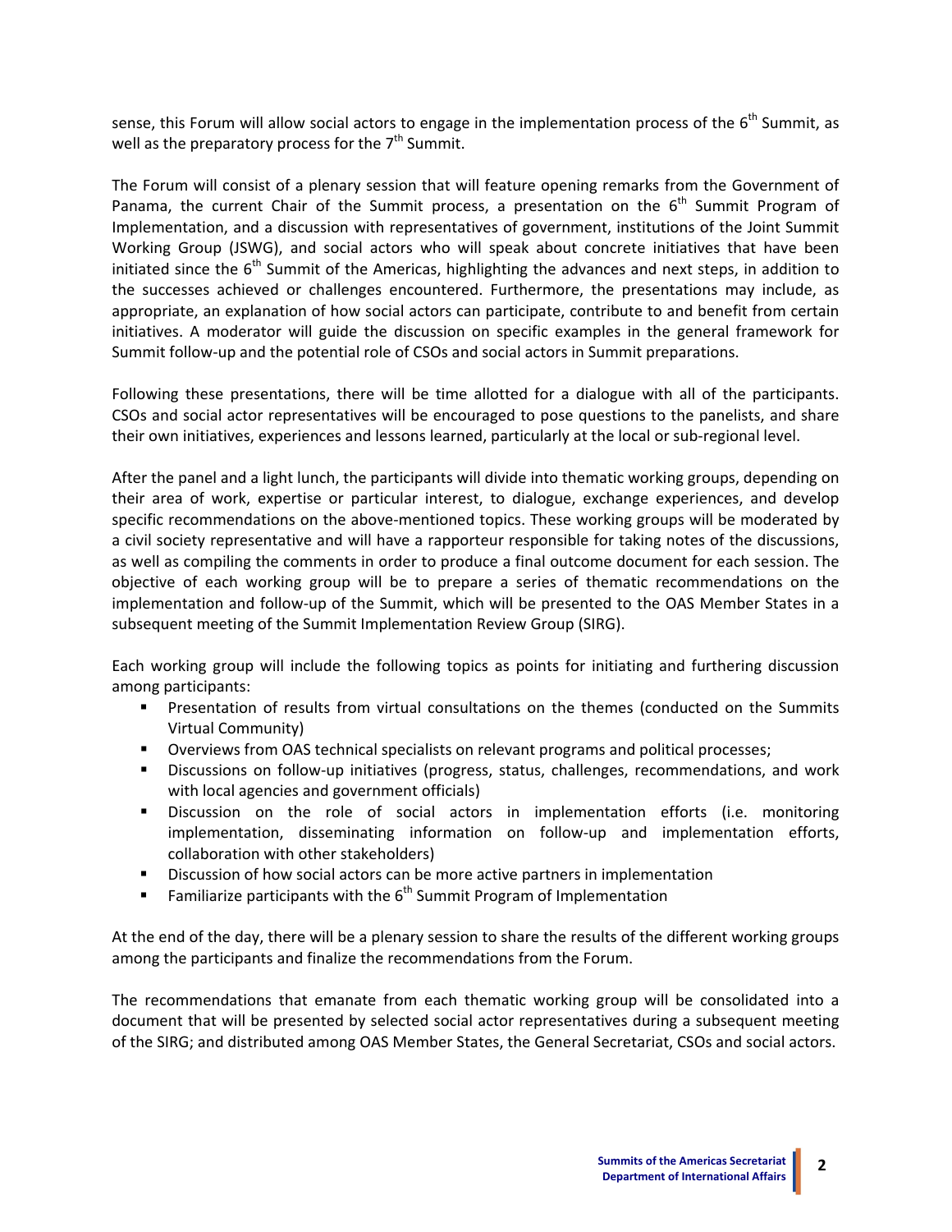sense, this Forum will allow social actors to engage in the implementation process of the 6th Summit, as well as the preparatory process for the 7th Summit.

The Forum will consist of a plenary session that will feature opening remarks from the Government of Panama, the current Chair of the Summit process, a presentation on the 6th Summit Program of Implementation, and a discussion with representatives of government, institutions of the Joint Summit Working Group (JSWG), and social actors who will speak about concrete initiatives that have been initiated since the 6th Summit of the Americas, highlighting the advances and next steps, in addition to the successes achieved or challenges encountered. Furthermore, the presentations may include, as appropriate, an explanation of how social actors can participate, contribute to and benefit from certain initiatives. A moderator will guide the discussion on specific examples in the general framework for Summit follow-up and the potential role of CSOs and social actors in Summit preparations.

Following these presentations, there will be time allotted for a dialogue with all of the participants. CSOs and social actor representatives will be encouraged to pose questions to the panelists, and share their own initiatives, experiences and lessons learned, particularly at the local or sub-regional level.

After the panel and a light lunch, the participants will divide into thematic working groups, depending on their area of work, expertise or particular interest, to dialogue, exchange experiences, and develop specific recommendations on the above-mentioned topics. These working groups will be moderated by a civil society representative and will have a rapporteur responsible for taking notes of the discussions, as well as compiling the comments in order to produce a final outcome document for each session. The objective of each working group will be to prepare a series of thematic recommendations on the implementation and follow-up of the Summit, which will be presented to the OAS Member States in a subsequent meeting of the Summit Implementation Review Group (SIRG).

Each working group will include the following topics as points for initiating and furthering discussion among participants:

- Presentation of results from virtual consultations on the themes (conducted on the Summits Virtual Community)
- Overviews from OAS technical specialists on relevant programs and political processes;
- Discussions on follow-up initiatives (progress, status, challenges, recommendations, and work with local agencies and government officials)
- Discussion on the role of social actors in implementation efforts (i.e. monitoring implementation, disseminating information on follow-up and implementation efforts, collaboration with other stakeholders)
- Discussion of how social actors can be more active partners in implementation
- Familiarize participants with the 6th Summit Program of Implementation

At the end of the day, there will be a plenary session to share the results of the different working groups among the participants and finalize the recommendations from the Forum.

The recommendations that emanate from each thematic working group will be consolidated into a document that will be presented by selected social actor representatives during a subsequent meeting of the SIRG; and distributed among OAS Member States, the General Secretariat, CSOs and social actors.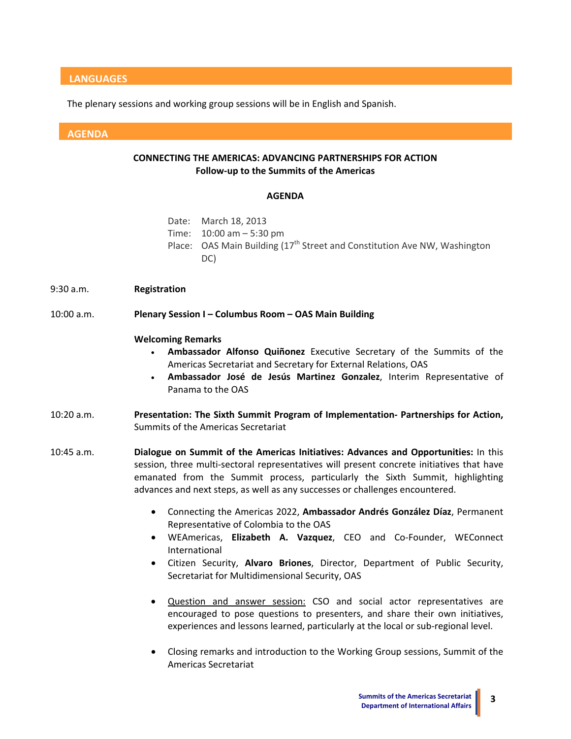## LANGUAGES

The plenary sessions and working group sessions will be in English and Spanish.

## AGENDA

**CONNECTING THE AMERICAS: ADVANCING PARTNERSHIPS FOR ACTION**
**Follow-up to the Summits of the Americas**

**AGENDA**

Date: March 18, 2013
Time: 10:00 am – 5:30 pm
Place: OAS Main Building (17th Street and Constitution Ave NW, Washington DC)

9:30 a.m. **Registration**

10:00 a.m. **Plenary Session I – Columbus Room – OAS Main Building**

**Welcoming Remarks**

- **Ambassador Alfonso Quiñonez** Executive Secretary of the Summits of the Americas Secretariat and Secretary for External Relations, OAS
- **Ambassador José de Jesús Martinez Gonzalez**, Interim Representative of Panama to the OAS

10:20 a.m. **Presentation: The Sixth Summit Program of Implementation- Partnerships for Action,** Summits of the Americas Secretariat

10:45 a.m. **Dialogue on Summit of the Americas Initiatives: Advances and Opportunities:** In this session, three multi-sectoral representatives will present concrete initiatives that have emanated from the Summit process, particularly the Sixth Summit, highlighting advances and next steps, as well as any successes or challenges encountered.

- Connecting the Americas 2022, **Ambassador Andrés González Díaz**, Permanent Representative of Colombia to the OAS
- WEAmericas, **Elizabeth A. Vazquez**, CEO and Co-Founder, WEConnect International
- Citizen Security, **Alvaro Briones**, Director, Department of Public Security, Secretariat for Multidimensional Security, OAS

- Question and answer session: CSO and social actor representatives are encouraged to pose questions to presenters, and share their own initiatives, experiences and lessons learned, particularly at the local or sub-regional level.

- Closing remarks and introduction to the Working Group sessions, Summit of the Americas Secretariat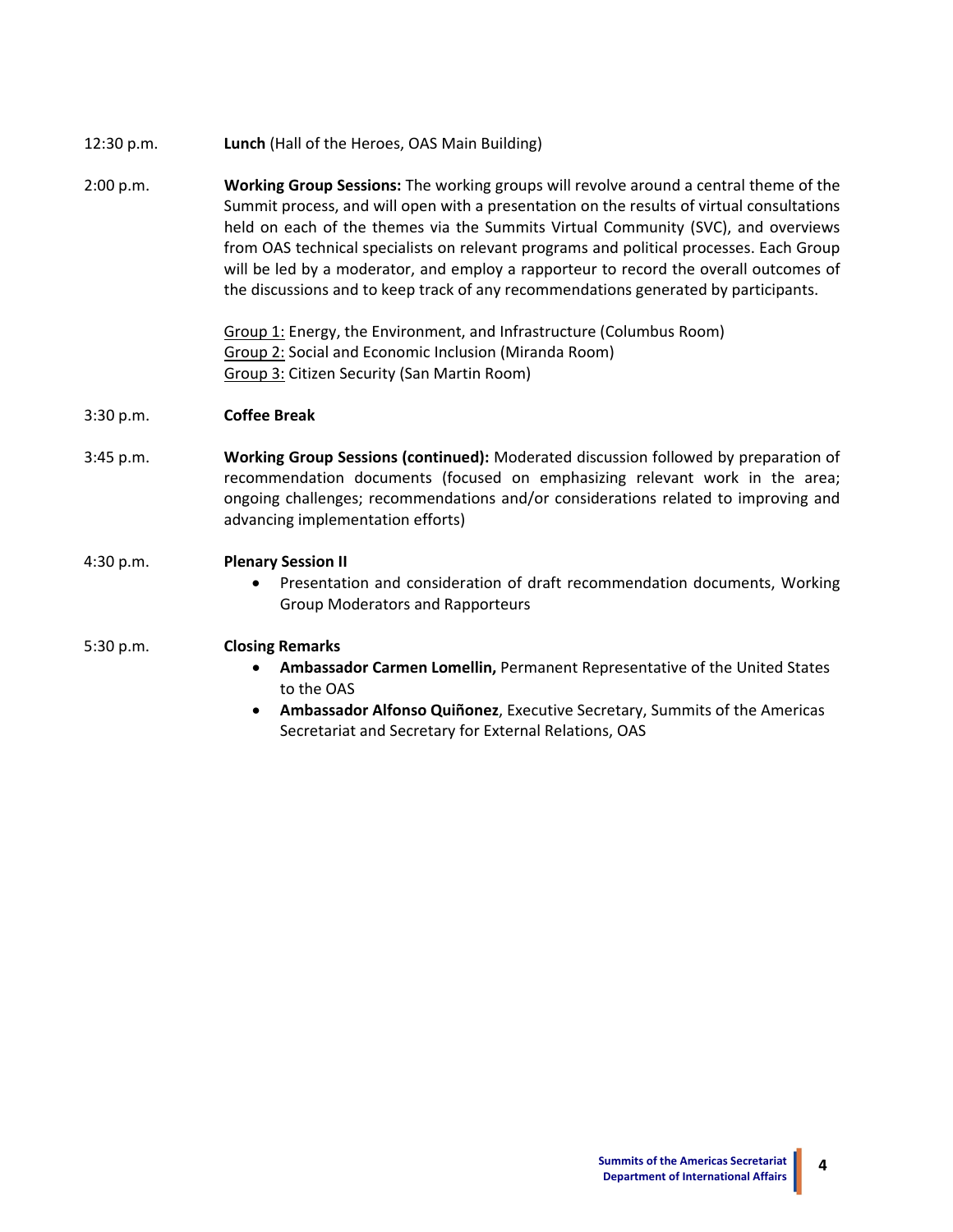12:30 p.m. **Lunch** (Hall of the Heroes, OAS Main Building)

2:00 p.m. **Working Group Sessions:** The working groups will revolve around a central theme of the Summit process, and will open with a presentation on the results of virtual consultations held on each of the themes via the Summits Virtual Community (SVC), and overviews from OAS technical specialists on relevant programs and political processes. Each Group will be led by a moderator, and employ a rapporteur to record the overall outcomes of the discussions and to keep track of any recommendations generated by participants.

Group 1: Energy, the Environment, and Infrastructure (Columbus Room)
Group 2: Social and Economic Inclusion (Miranda Room)
Group 3: Citizen Security (San Martin Room)

3:30 p.m. **Coffee Break**

3:45 p.m. **Working Group Sessions (continued):** Moderated discussion followed by preparation of recommendation documents (focused on emphasizing relevant work in the area; ongoing challenges; recommendations and/or considerations related to improving and advancing implementation efforts)

4:30 p.m. **Plenary Session II**

- Presentation and consideration of draft recommendation documents, Working Group Moderators and Rapporteurs

5:30 p.m. **Closing Remarks**

- **Ambassador Carmen Lomellin,** Permanent Representative of the United States to the OAS
- **Ambassador Alfonso Quiñonez**, Executive Secretary, Summits of the Americas Secretariat and Secretary for External Relations, OAS